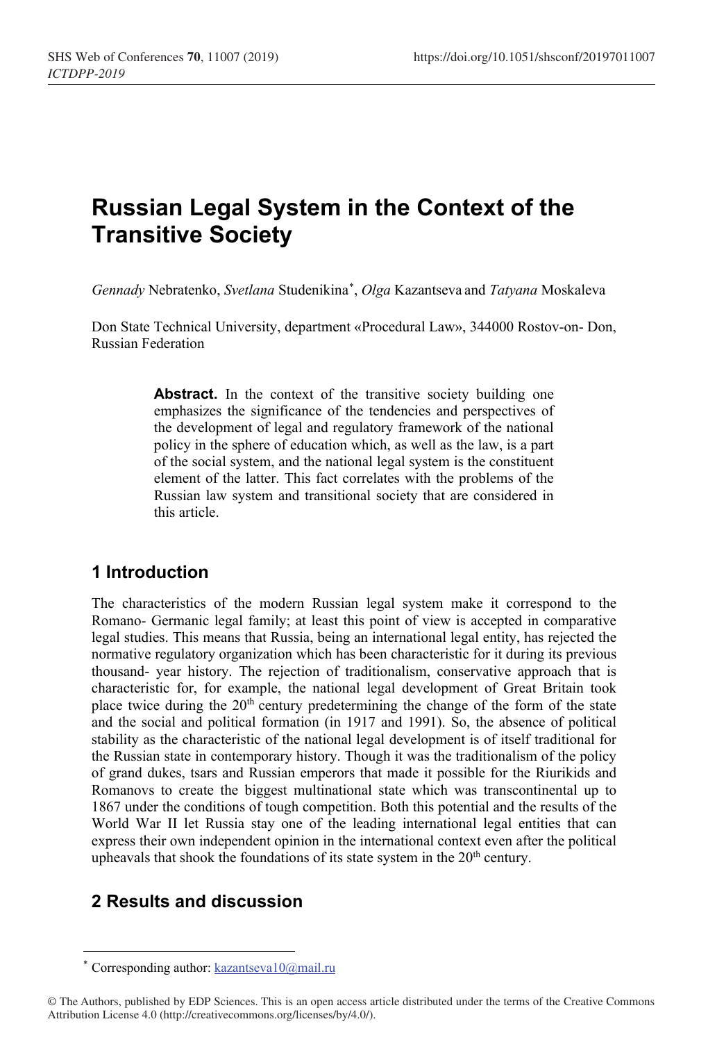# Russian Legal System in the Context of the Transitive Society

*Gennady* Nebratenko, *Svetlana* Studenikina[*], *Olga* Kazantseva and *Tatyana* Moskaleva

Don State Technical University, department «Procedural Law», 344000 Rostov-on- Don, Russian Federation

> **Abstract.** In the context of the transitive society building one emphasizes the significance of the tendencies and perspectives of the development of legal and regulatory framework of the national policy in the sphere of education which, as well as the law, is a part of the social system, and the national legal system is the constituent element of the latter. This fact correlates with the problems of the Russian law system and transitional society that are considered in this article.

## 1 Introduction

The characteristics of the modern Russian legal system make it correspond to the Romano- Germanic legal family; at least this point of view is accepted in comparative legal studies. This means that Russia, being an international legal entity, has rejected the normative regulatory organization which has been characteristic for it during its previous thousand- year history. The rejection of traditionalism, conservative approach that is characteristic for, for example, the national legal development of Great Britain took place twice during the 20th century predetermining the change of the form of the state and the social and political formation (in 1917 and 1991). So, the absence of political stability as the characteristic of the national legal development is of itself traditional for the Russian state in contemporary history. Though it was the traditionalism of the policy of grand dukes, tsars and Russian emperors that made it possible for the Riurikids and Romanovs to create the biggest multinational state which was transcontinental up to 1867 under the conditions of tough competition. Both this potential and the results of the World War II let Russia stay one of the leading international legal entities that can express their own independent opinion in the international context even after the political upheavals that shook the foundations of its state system in the 20th century.

## 2 Results and discussion

[*] Corresponding author: kazantseva10@mail.ru

© The Authors, published by EDP Sciences. This is an open access article distributed under the terms of the Creative Commons Attribution License 4.0 (http://creativecommons.org/licenses/by/4.0/).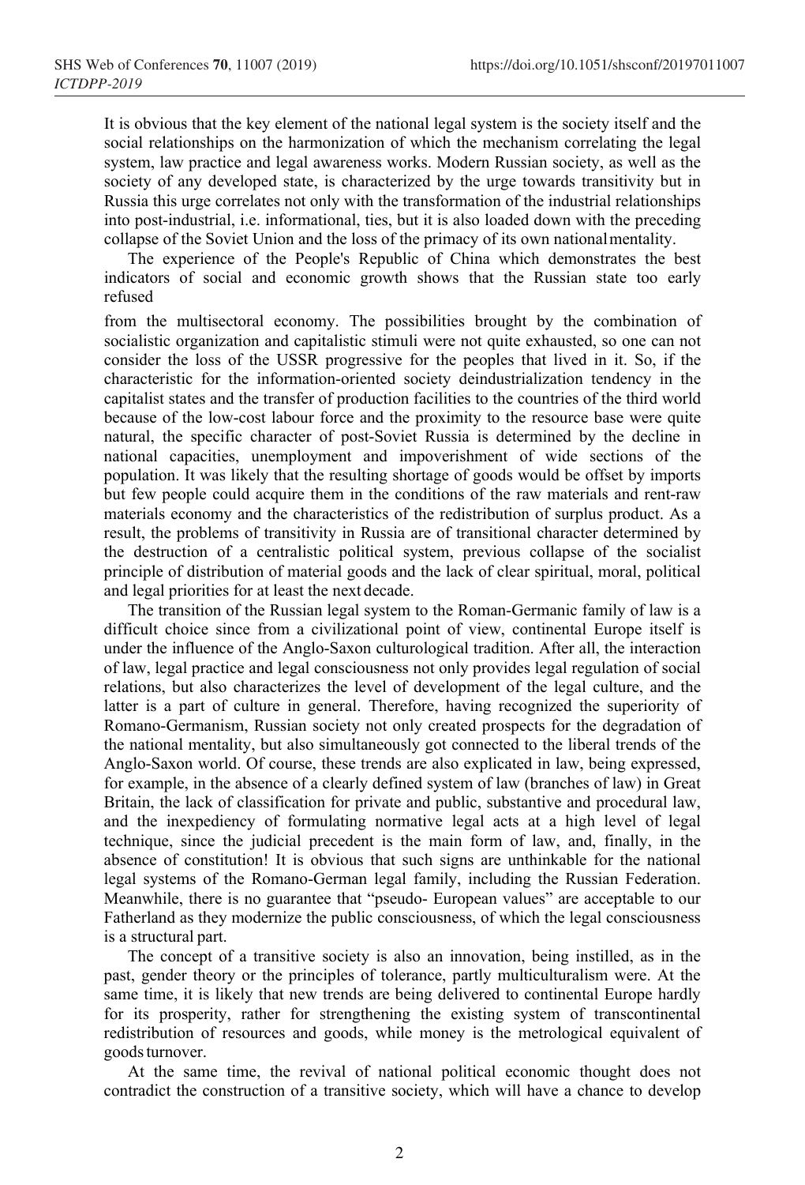It is obvious that the key element of the national legal system is the society itself and the social relationships on the harmonization of which the mechanism correlating the legal system, law practice and legal awareness works. Modern Russian society, as well as the society of any developed state, is characterized by the urge towards transitivity but in Russia this urge correlates not only with the transformation of the industrial relationships into post-industrial, i.e. informational, ties, but it is also loaded down with the preceding collapse of the Soviet Union and the loss of the primacy of its own national mentality.

The experience of the People's Republic of China which demonstrates the best indicators of social and economic growth shows that the Russian state too early refused from the multisectoral economy. The possibilities brought by the combination of socialistic organization and capitalistic stimuli were not quite exhausted, so one can not consider the loss of the USSR progressive for the peoples that lived in it. So, if the characteristic for the information-oriented society deindustrialization tendency in the capitalist states and the transfer of production facilities to the countries of the third world because of the low-cost labour force and the proximity to the resource base were quite natural, the specific character of post-Soviet Russia is determined by the decline in national capacities, unemployment and impoverishment of wide sections of the population. It was likely that the resulting shortage of goods would be offset by imports but few people could acquire them in the conditions of the raw materials and rent-raw materials economy and the characteristics of the redistribution of surplus product. As a result, the problems of transitivity in Russia are of transitional character determined by the destruction of a centralistic political system, previous collapse of the socialist principle of distribution of material goods and the lack of clear spiritual, moral, political and legal priorities for at least the next decade.

The transition of the Russian legal system to the Roman-Germanic family of law is a difficult choice since from a civilizational point of view, continental Europe itself is under the influence of the Anglo-Saxon culturological tradition. After all, the interaction of law, legal practice and legal consciousness not only provides legal regulation of social relations, but also characterizes the level of development of the legal culture, and the latter is a part of culture in general. Therefore, having recognized the superiority of Romano-Germanism, Russian society not only created prospects for the degradation of the national mentality, but also simultaneously got connected to the liberal trends of the Anglo-Saxon world. Of course, these trends are also explicated in law, being expressed, for example, in the absence of a clearly defined system of law (branches of law) in Great Britain, the lack of classification for private and public, substantive and procedural law, and the inexpediency of formulating normative legal acts at a high level of legal technique, since the judicial precedent is the main form of law, and, finally, in the absence of constitution! It is obvious that such signs are unthinkable for the national legal systems of the Romano-German legal family, including the Russian Federation. Meanwhile, there is no guarantee that "pseudo- European values" are acceptable to our Fatherland as they modernize the public consciousness, of which the legal consciousness is a structural part.

The concept of a transitive society is also an innovation, being instilled, as in the past, gender theory or the principles of tolerance, partly multiculturalism were. At the same time, it is likely that new trends are being delivered to continental Europe hardly for its prosperity, rather for strengthening the existing system of transcontinental redistribution of resources and goods, while money is the metrological equivalent of goods turnover.

At the same time, the revival of national political economic thought does not contradict the construction of a transitive society, which will have a chance to develop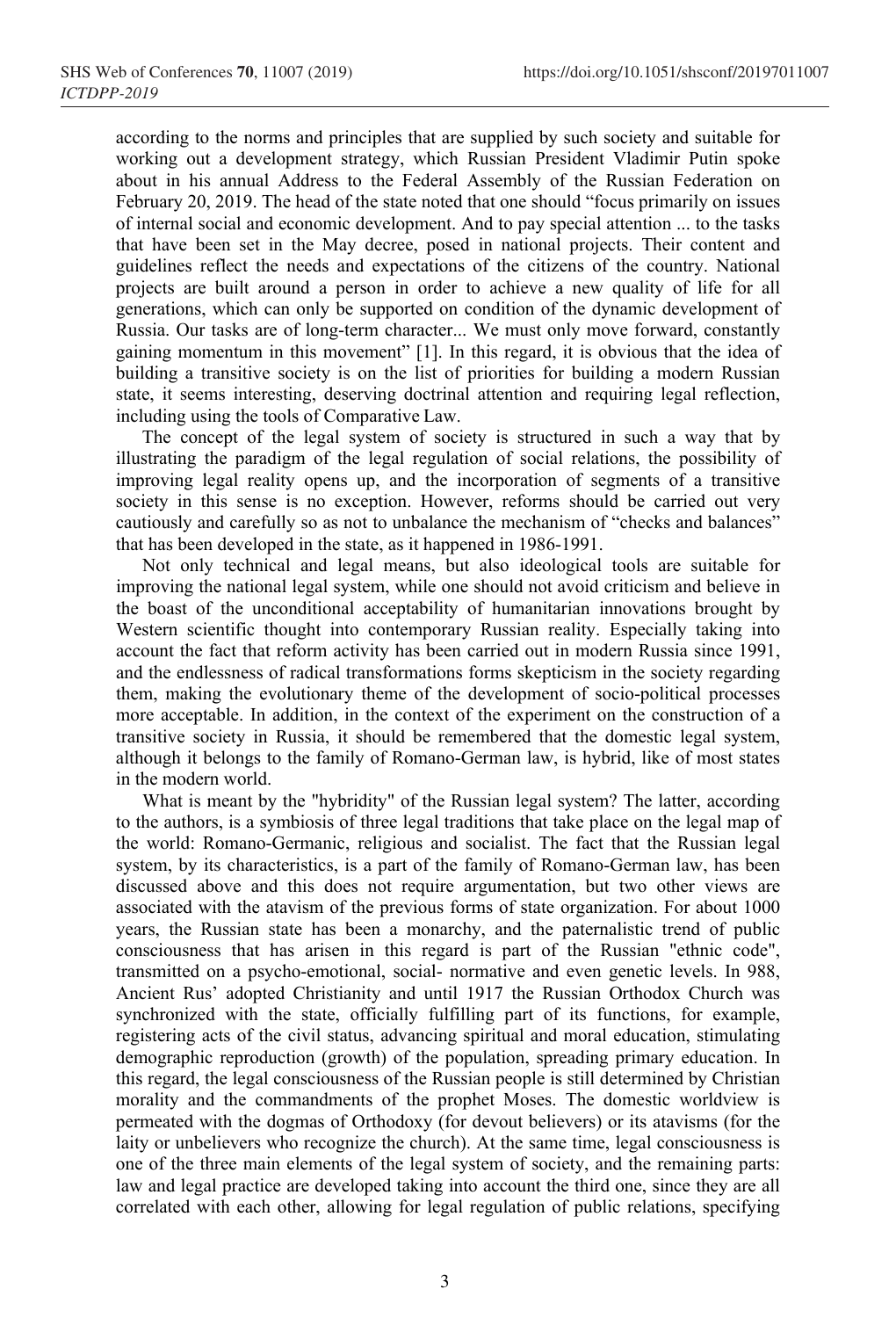according to the norms and principles that are supplied by such society and suitable for working out a development strategy, which Russian President Vladimir Putin spoke about in his annual Address to the Federal Assembly of the Russian Federation on February 20, 2019. The head of the state noted that one should "focus primarily on issues of internal social and economic development. And to pay special attention ... to the tasks that have been set in the May decree, posed in national projects. Their content and guidelines reflect the needs and expectations of the citizens of the country. National projects are built around a person in order to achieve a new quality of life for all generations, which can only be supported on condition of the dynamic development of Russia. Our tasks are of long-term character... We must only move forward, constantly gaining momentum in this movement" [1]. In this regard, it is obvious that the idea of building a transitive society is on the list of priorities for building a modern Russian state, it seems interesting, deserving doctrinal attention and requiring legal reflection, including using the tools of Comparative Law.

The concept of the legal system of society is structured in such a way that by illustrating the paradigm of the legal regulation of social relations, the possibility of improving legal reality opens up, and the incorporation of segments of a transitive society in this sense is no exception. However, reforms should be carried out very cautiously and carefully so as not to unbalance the mechanism of "checks and balances" that has been developed in the state, as it happened in 1986-1991.

Not only technical and legal means, but also ideological tools are suitable for improving the national legal system, while one should not avoid criticism and believe in the boast of the unconditional acceptability of humanitarian innovations brought by Western scientific thought into contemporary Russian reality. Especially taking into account the fact that reform activity has been carried out in modern Russia since 1991, and the endlessness of radical transformations forms skepticism in the society regarding them, making the evolutionary theme of the development of socio-political processes more acceptable. In addition, in the context of the experiment on the construction of a transitive society in Russia, it should be remembered that the domestic legal system, although it belongs to the family of Romano-German law, is hybrid, like of most states in the modern world.

What is meant by the "hybridity" of the Russian legal system? The latter, according to the authors, is a symbiosis of three legal traditions that take place on the legal map of the world: Romano-Germanic, religious and socialist. The fact that the Russian legal system, by its characteristics, is a part of the family of Romano-German law, has been discussed above and this does not require argumentation, but two other views are associated with the atavism of the previous forms of state organization. For about 1000 years, the Russian state has been a monarchy, and the paternalistic trend of public consciousness that has arisen in this regard is part of the Russian "ethnic code", transmitted on a psycho-emotional, social- normative and even genetic levels. In 988, Ancient Rus' adopted Christianity and until 1917 the Russian Orthodox Church was synchronized with the state, officially fulfilling part of its functions, for example, registering acts of the civil status, advancing spiritual and moral education, stimulating demographic reproduction (growth) of the population, spreading primary education. In this regard, the legal consciousness of the Russian people is still determined by Christian morality and the commandments of the prophet Moses. The domestic worldview is permeated with the dogmas of Orthodoxy (for devout believers) or its atavisms (for the laity or unbelievers who recognize the church). At the same time, legal consciousness is one of the three main elements of the legal system of society, and the remaining parts: law and legal practice are developed taking into account the third one, since they are all correlated with each other, allowing for legal regulation of public relations, specifying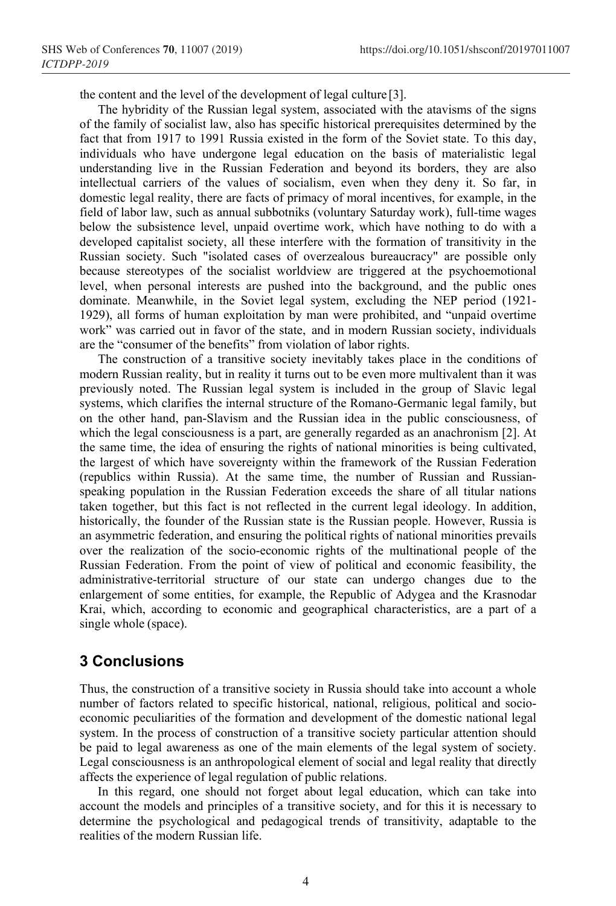the content and the level of the development of legal culture [3].

The hybridity of the Russian legal system, associated with the atavisms of the signs of the family of socialist law, also has specific historical prerequisites determined by the fact that from 1917 to 1991 Russia existed in the form of the Soviet state. To this day, individuals who have undergone legal education on the basis of materialistic legal understanding live in the Russian Federation and beyond its borders, they are also intellectual carriers of the values of socialism, even when they deny it. So far, in domestic legal reality, there are facts of primacy of moral incentives, for example, in the field of labor law, such as annual subbotniks (voluntary Saturday work), full-time wages below the subsistence level, unpaid overtime work, which have nothing to do with a developed capitalist society, all these interfere with the formation of transitivity in the Russian society. Such "isolated cases of overzealous bureaucracy" are possible only because stereotypes of the socialist worldview are triggered at the psychoemotional level, when personal interests are pushed into the background, and the public ones dominate. Meanwhile, in the Soviet legal system, excluding the NEP period (1921-1929), all forms of human exploitation by man were prohibited, and "unpaid overtime work" was carried out in favor of the state, and in modern Russian society, individuals are the "consumer of the benefits" from violation of labor rights.

The construction of a transitive society inevitably takes place in the conditions of modern Russian reality, but in reality it turns out to be even more multivalent than it was previously noted. The Russian legal system is included in the group of Slavic legal systems, which clarifies the internal structure of the Romano-Germanic legal family, but on the other hand, pan-Slavism and the Russian idea in the public consciousness, of which the legal consciousness is a part, are generally regarded as an anachronism [2]. At the same time, the idea of ensuring the rights of national minorities is being cultivated, the largest of which have sovereignty within the framework of the Russian Federation (republics within Russia). At the same time, the number of Russian and Russian-speaking population in the Russian Federation exceeds the share of all titular nations taken together, but this fact is not reflected in the current legal ideology. In addition, historically, the founder of the Russian state is the Russian people. However, Russia is an asymmetric federation, and ensuring the political rights of national minorities prevails over the realization of the socio-economic rights of the multinational people of the Russian Federation. From the point of view of political and economic feasibility, the administrative-territorial structure of our state can undergo changes due to the enlargement of some entities, for example, the Republic of Adygea and the Krasnodar Krai, which, according to economic and geographical characteristics, are a part of a single whole (space).

## 3 Conclusions

Thus, the construction of a transitive society in Russia should take into account a whole number of factors related to specific historical, national, religious, political and socio-economic peculiarities of the formation and development of the domestic national legal system. In the process of construction of a transitive society particular attention should be paid to legal awareness as one of the main elements of the legal system of society. Legal consciousness is an anthropological element of social and legal reality that directly affects the experience of legal regulation of public relations.

In this regard, one should not forget about legal education, which can take into account the models and principles of a transitive society, and for this it is necessary to determine the psychological and pedagogical trends of transitivity, adaptable to the realities of the modern Russian life.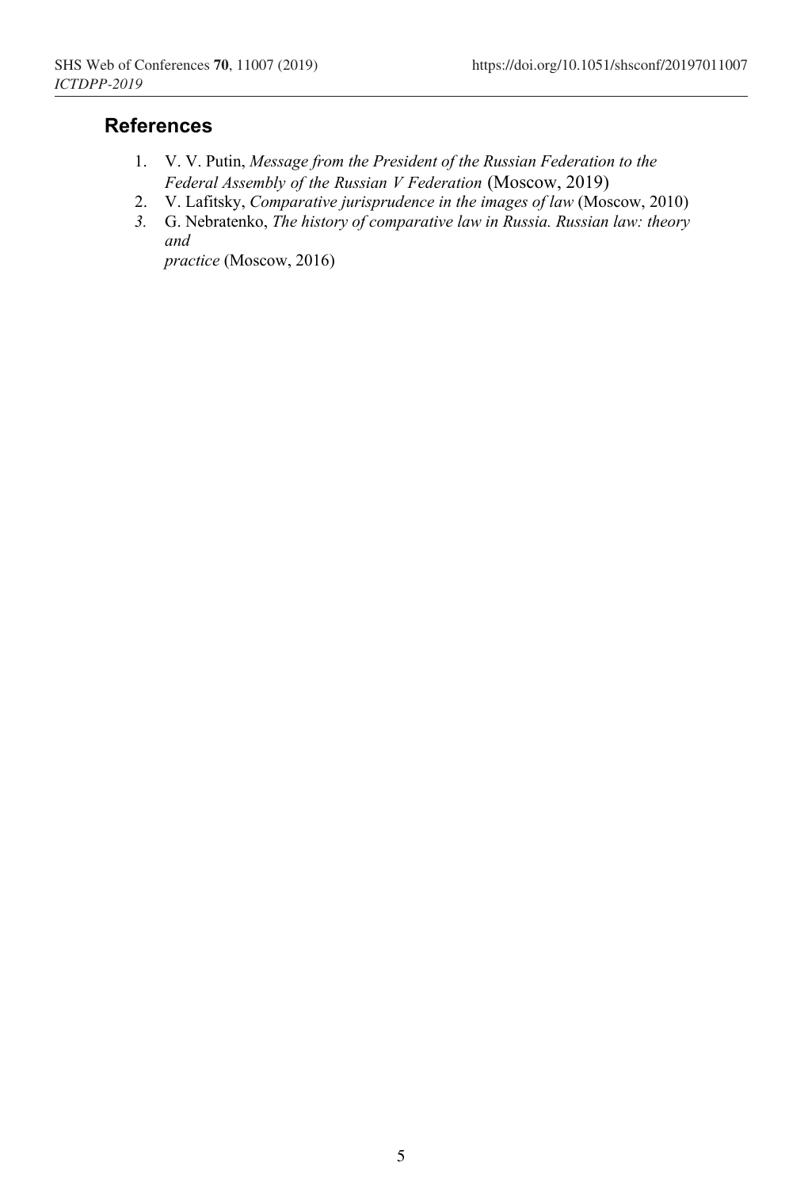## References

1. V. V. Putin, *Message from the President of the Russian Federation to the Federal Assembly of the Russian V Federation* (Moscow, 2019)
2. V. Lafitsky, *Comparative jurisprudence in the images of law* (Moscow, 2010)
3. G. Nebratenko, *The history of comparative law in Russia. Russian law: theory and practice* (Moscow, 2016)